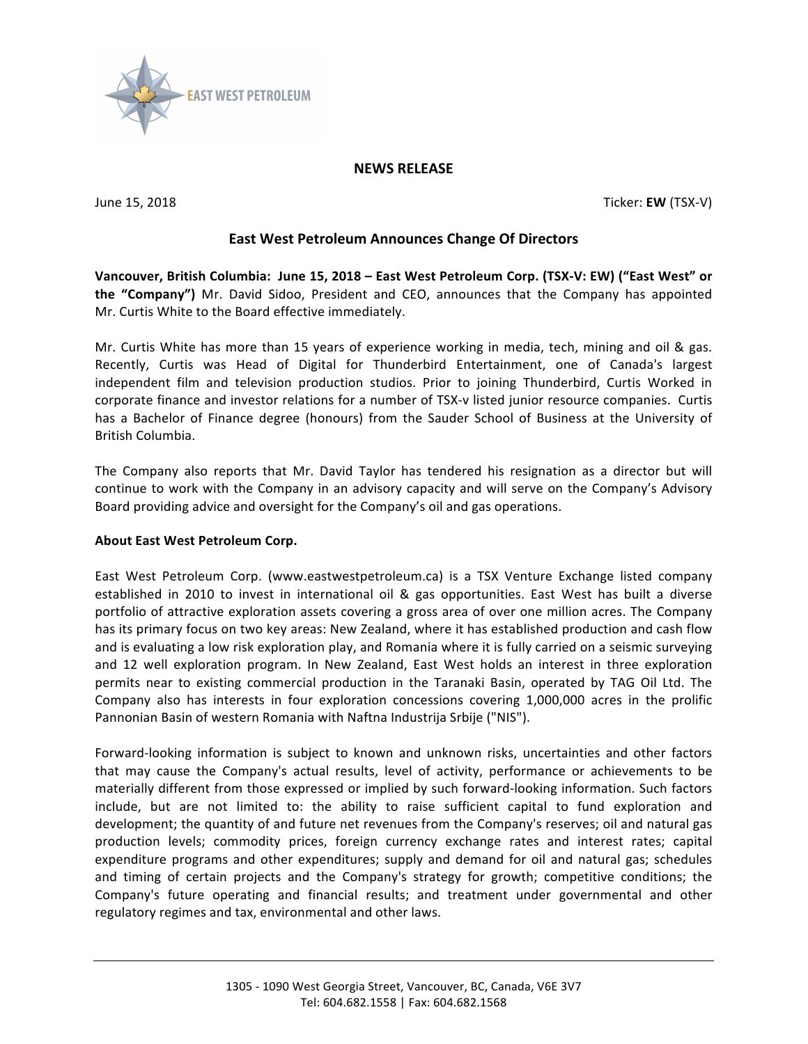EAST WEST PETROLEUM

## NEWS RELEASE

June 15, 2018 Ticker: **EW** (TSX-V)

### East West Petroleum Announces Change Of Directors

**Vancouver, British Columbia: June 15, 2018 – East West Petroleum Corp. (TSX-V: EW) ("East West" or the "Company")** Mr. David Sidoo, President and CEO, announces that the Company has appointed Mr. Curtis White to the Board effective immediately.

Mr. Curtis White has more than 15 years of experience working in media, tech, mining and oil & gas. Recently, Curtis was Head of Digital for Thunderbird Entertainment, one of Canada's largest independent film and television production studios. Prior to joining Thunderbird, Curtis Worked in corporate finance and investor relations for a number of TSX-v listed junior resource companies. Curtis has a Bachelor of Finance degree (honours) from the Sauder School of Business at the University of British Columbia.

The Company also reports that Mr. David Taylor has tendered his resignation as a director but will continue to work with the Company in an advisory capacity and will serve on the Company's Advisory Board providing advice and oversight for the Company's oil and gas operations.

**About East West Petroleum Corp.**

East West Petroleum Corp. (www.eastwestpetroleum.ca) is a TSX Venture Exchange listed company established in 2010 to invest in international oil & gas opportunities. East West has built a diverse portfolio of attractive exploration assets covering a gross area of over one million acres. The Company has its primary focus on two key areas: New Zealand, where it has established production and cash flow and is evaluating a low risk exploration play, and Romania where it is fully carried on a seismic surveying and 12 well exploration program. In New Zealand, East West holds an interest in three exploration permits near to existing commercial production in the Taranaki Basin, operated by TAG Oil Ltd. The Company also has interests in four exploration concessions covering 1,000,000 acres in the prolific Pannonian Basin of western Romania with Naftna Industrija Srbije ("NIS").

Forward-looking information is subject to known and unknown risks, uncertainties and other factors that may cause the Company's actual results, level of activity, performance or achievements to be materially different from those expressed or implied by such forward-looking information. Such factors include, but are not limited to: the ability to raise sufficient capital to fund exploration and development; the quantity of and future net revenues from the Company's reserves; oil and natural gas production levels; commodity prices, foreign currency exchange rates and interest rates; capital expenditure programs and other expenditures; supply and demand for oil and natural gas; schedules and timing of certain projects and the Company's strategy for growth; competitive conditions; the Company's future operating and financial results; and treatment under governmental and other regulatory regimes and tax, environmental and other laws.

1305 - 1090 West Georgia Street, Vancouver, BC, Canada, V6E 3V7
Tel: 604.682.1558 | Fax: 604.682.1568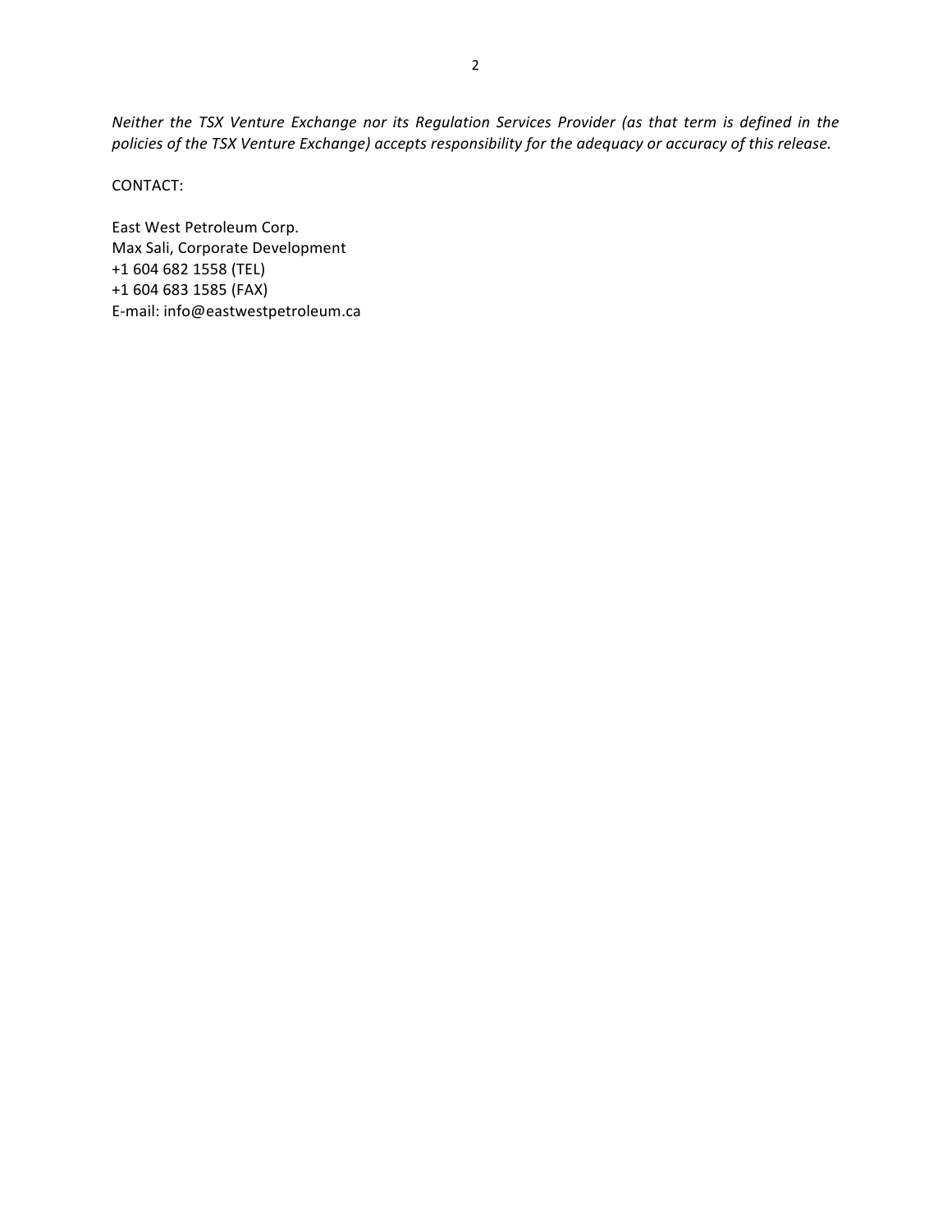*Neither the TSX Venture Exchange nor its Regulation Services Provider (as that term is defined in the policies of the TSX Venture Exchange) accepts responsibility for the adequacy or accuracy of this release.*

CONTACT:

East West Petroleum Corp.  
Max Sali, Corporate Development  
+1 604 682 1558 (TEL)  
+1 604 683 1585 (FAX)  
E-mail: info@eastwestpetroleum.ca